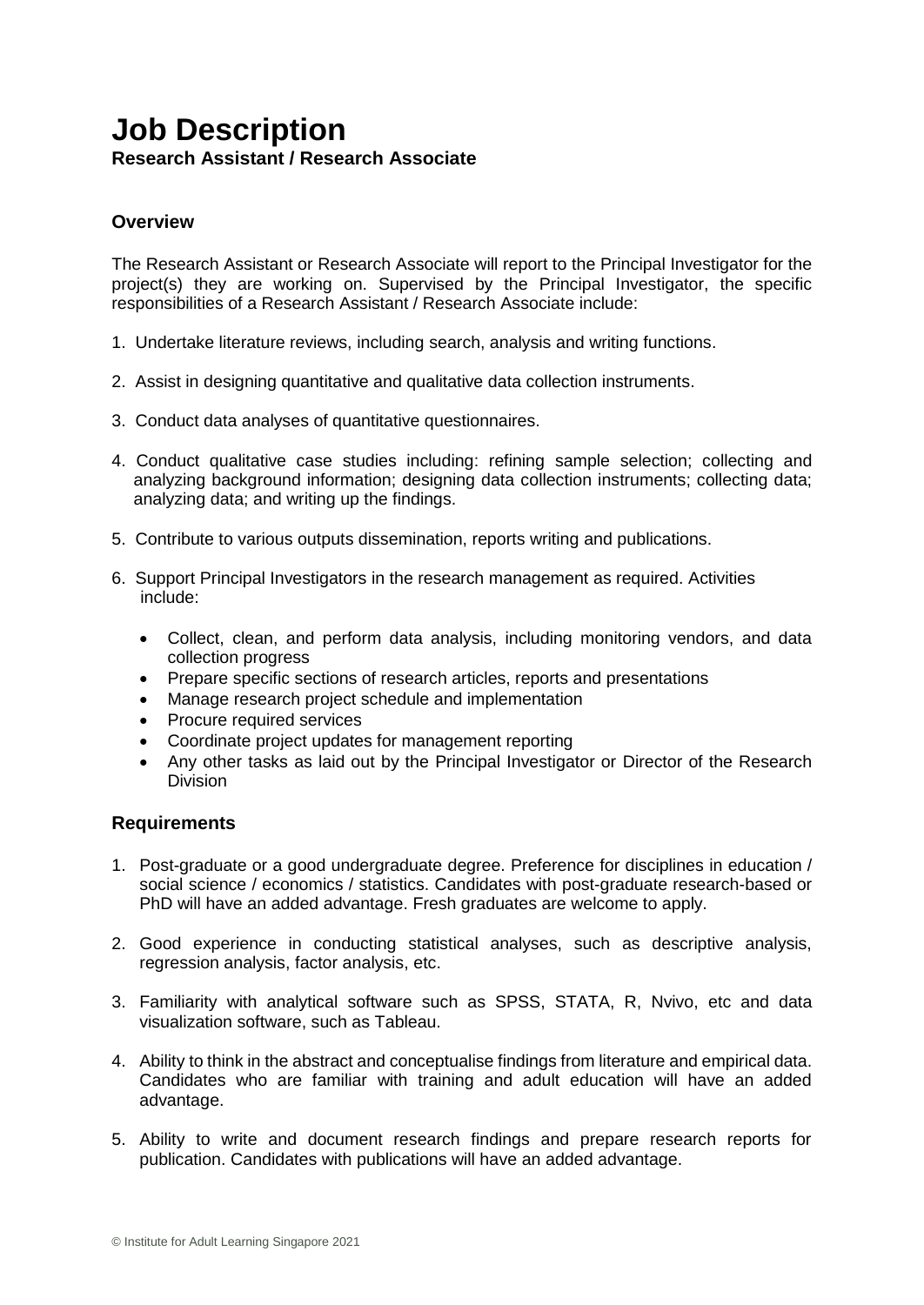# Job Description

**Research Assistant / Research Associate**

## Overview

The Research Assistant or Research Associate will report to the Principal Investigator for the project(s) they are working on. Supervised by the Principal Investigator, the specific responsibilities of a Research Assistant / Research Associate include:

1. Undertake literature reviews, including search, analysis and writing functions.
2. Assist in designing quantitative and qualitative data collection instruments.
3. Conduct data analyses of quantitative questionnaires.
4. Conduct qualitative case studies including: refining sample selection; collecting and analyzing background information; designing data collection instruments; collecting data; analyzing data; and writing up the findings.
5. Contribute to various outputs dissemination, reports writing and publications.
6. Support Principal Investigators in the research management as required. Activities include:
   - Collect, clean, and perform data analysis, including monitoring vendors, and data collection progress
   - Prepare specific sections of research articles, reports and presentations
   - Manage research project schedule and implementation
   - Procure required services
   - Coordinate project updates for management reporting
   - Any other tasks as laid out by the Principal Investigator or Director of the Research Division

## Requirements

1. Post-graduate or a good undergraduate degree. Preference for disciplines in education / social science / economics / statistics. Candidates with post-graduate research-based or PhD will have an added advantage. Fresh graduates are welcome to apply.
2. Good experience in conducting statistical analyses, such as descriptive analysis, regression analysis, factor analysis, etc.
3. Familiarity with analytical software such as SPSS, STATA, R, Nvivo, etc and data visualization software, such as Tableau.
4. Ability to think in the abstract and conceptualise findings from literature and empirical data. Candidates who are familiar with training and adult education will have an added advantage.
5. Ability to write and document research findings and prepare research reports for publication. Candidates with publications will have an added advantage.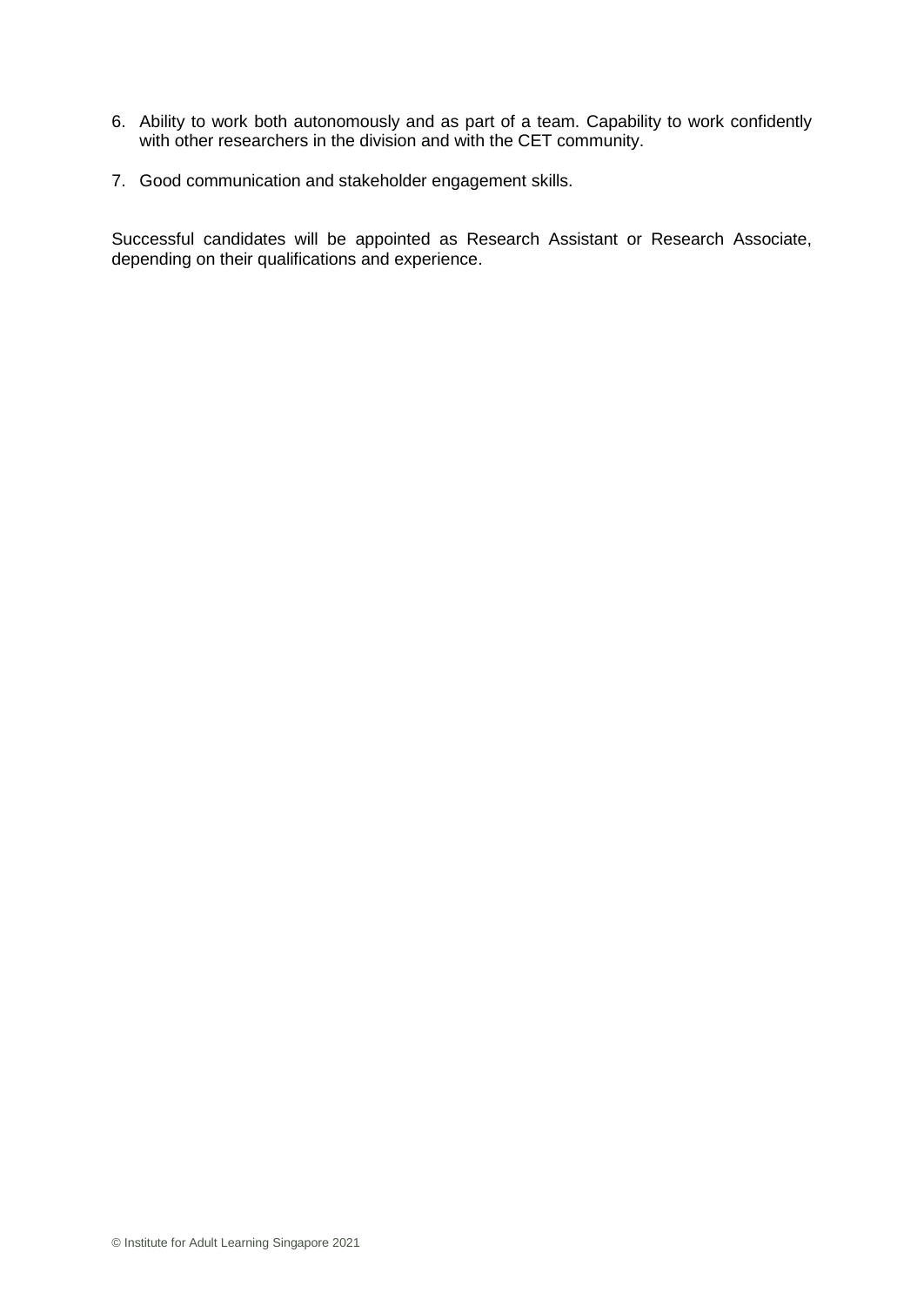6. Ability to work both autonomously and as part of a team. Capability to work confidently with other researchers in the division and with the CET community.

7. Good communication and stakeholder engagement skills.

Successful candidates will be appointed as Research Assistant or Research Associate, depending on their qualifications and experience.